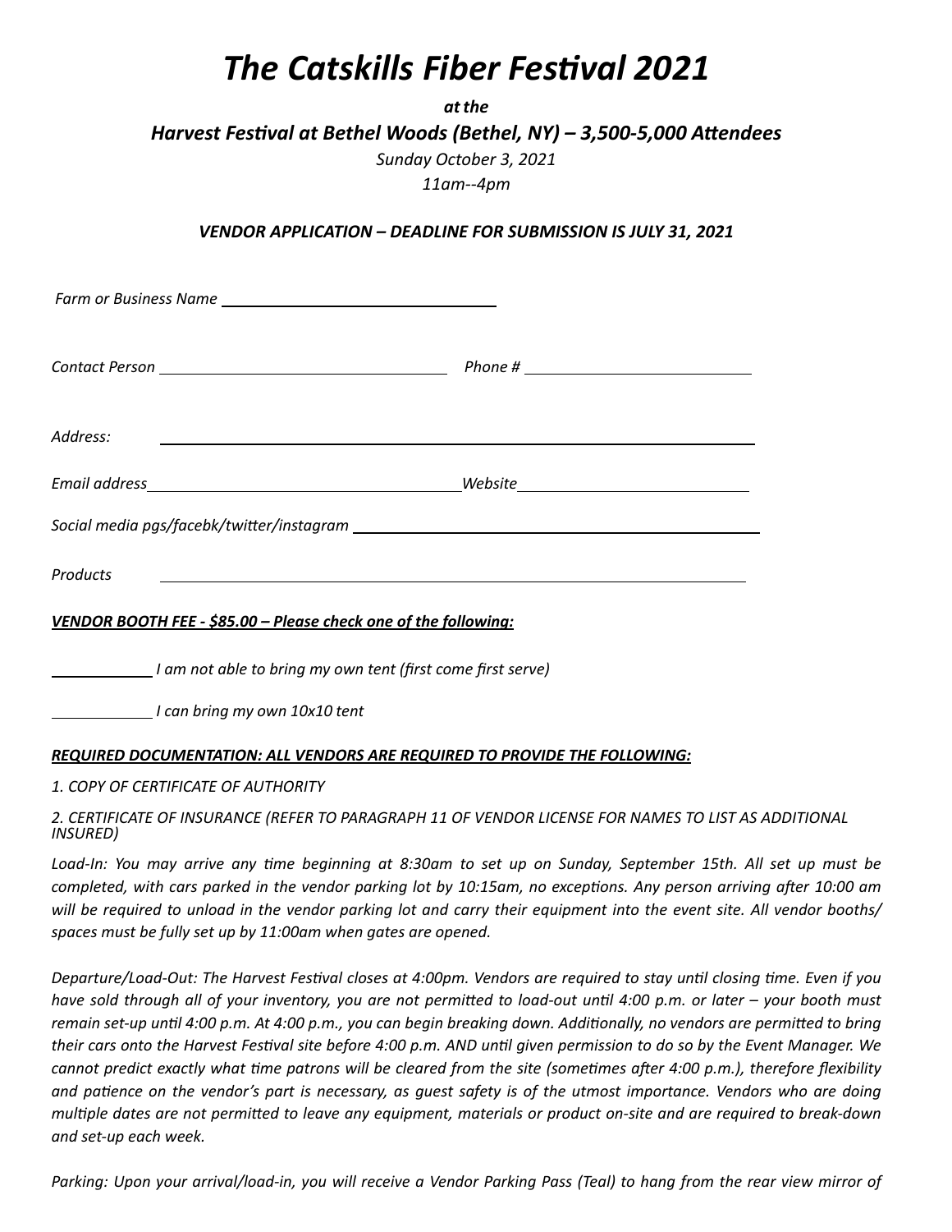# *The Catskills Fiber Festival 2021*

***at the***

***Harvest Festival at Bethel Woods (Bethel, NY) – 3,500-5,000 Attendees***

*Sunday October 3, 2021*

*11am--4pm*

***VENDOR APPLICATION – DEADLINE FOR SUBMISSION IS JULY 31, 2021***

*Farm or Business Name* ______________________________

*Contact Person* ______________________________ *Phone #* ________________________

*Address:* ____________________________________________________________

*Email address* ______________________________ *Website* ________________________

*Social media pgs/facebk/twitter/instagram* ________________________________________

*Products* ____________________________________________________________

***VENDOR BOOTH FEE - $85.00 – Please check one of the following:***

__________ *I am not able to bring my own tent (first come first serve)*

__________ *I can bring my own 10x10 tent*

***REQUIRED DOCUMENTATION: ALL VENDORS ARE REQUIRED TO PROVIDE THE FOLLOWING:***

*1. COPY OF CERTIFICATE OF AUTHORITY*

*2. CERTIFICATE OF INSURANCE (REFER TO PARAGRAPH 11 OF VENDOR LICENSE FOR NAMES TO LIST AS ADDITIONAL INSURED)*

*Load-In: You may arrive any time beginning at 8:30am to set up on Sunday, September 15th. All set up must be completed, with cars parked in the vendor parking lot by 10:15am, no exceptions. Any person arriving after 10:00 am will be required to unload in the vendor parking lot and carry their equipment into the event site. All vendor booths/ spaces must be fully set up by 11:00am when gates are opened.*

*Departure/Load-Out: The Harvest Festival closes at 4:00pm. Vendors are required to stay until closing time. Even if you have sold through all of your inventory, you are not permitted to load-out until 4:00 p.m. or later – your booth must remain set-up until 4:00 p.m. At 4:00 p.m., you can begin breaking down. Additionally, no vendors are permitted to bring their cars onto the Harvest Festival site before 4:00 p.m. AND until given permission to do so by the Event Manager. We cannot predict exactly what time patrons will be cleared from the site (sometimes after 4:00 p.m.), therefore flexibility and patience on the vendor's part is necessary, as guest safety is of the utmost importance. Vendors who are doing multiple dates are not permitted to leave any equipment, materials or product on-site and are required to break-down and set-up each week.*

*Parking: Upon your arrival/load-in, you will receive a Vendor Parking Pass (Teal) to hang from the rear view mirror of*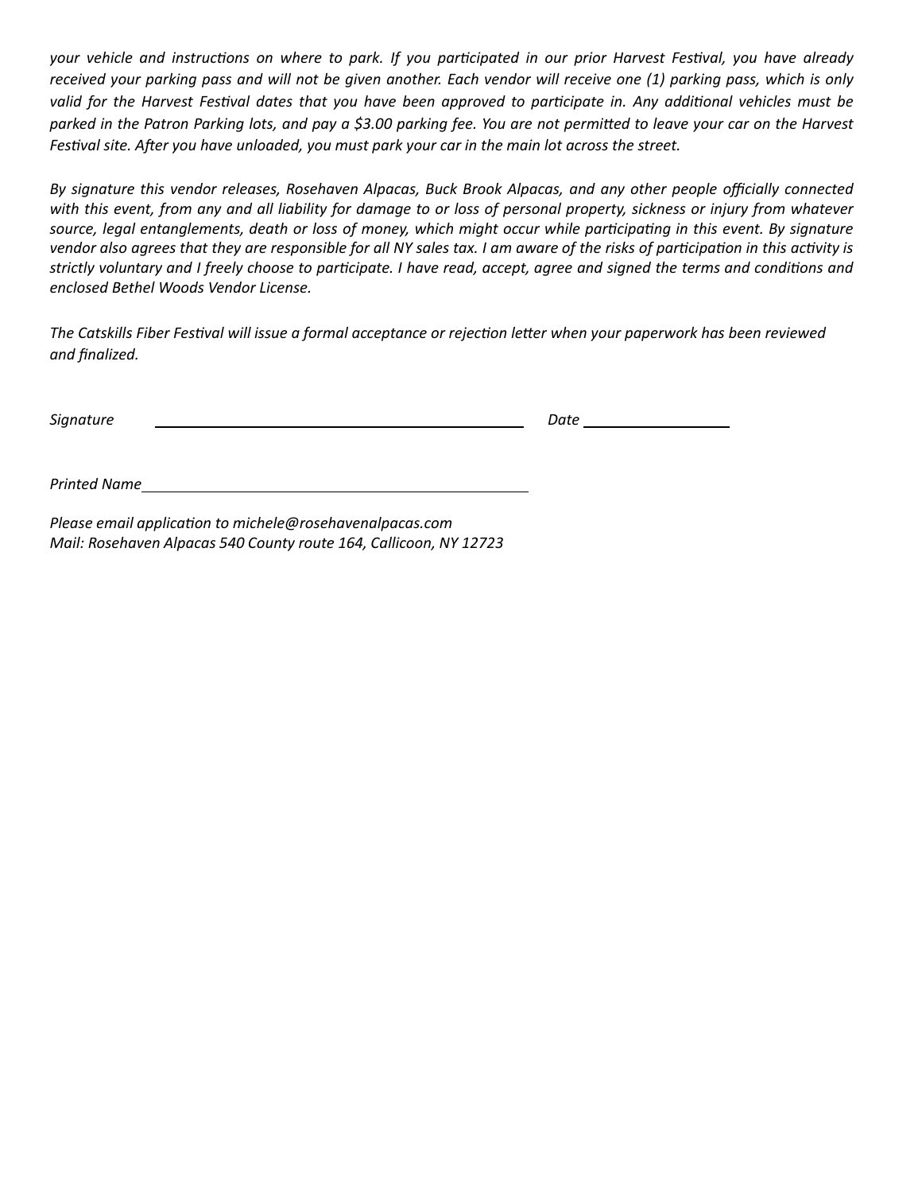*your vehicle and instructions on where to park. If you participated in our prior Harvest Festival, you have already received your parking pass and will not be given another. Each vendor will receive one (1) parking pass, which is only valid for the Harvest Festival dates that you have been approved to participate in. Any additional vehicles must be parked in the Patron Parking lots, and pay a $3.00 parking fee. You are not permitted to leave your car on the Harvest Festival site. After you have unloaded, you must park your car in the main lot across the street.*

*By signature this vendor releases, Rosehaven Alpacas, Buck Brook Alpacas, and any other people officially connected with this event, from any and all liability for damage to or loss of personal property, sickness or injury from whatever source, legal entanglements, death or loss of money, which might occur while participating in this event. By signature vendor also agrees that they are responsible for all NY sales tax. I am aware of the risks of participation in this activity is strictly voluntary and I freely choose to participate. I have read, accept, agree and signed the terms and conditions and enclosed Bethel Woods Vendor License.*

*The Catskills Fiber Festival will issue a formal acceptance or rejection letter when your paperwork has been reviewed and finalized.*

*Signature* ______________________________ *Date* ______________

*Printed Name* ______________________________

*Please email application to michele@rosehavenalpacas.com*
*Mail: Rosehaven Alpacas 540 County route 164, Callicoon, NY 12723*